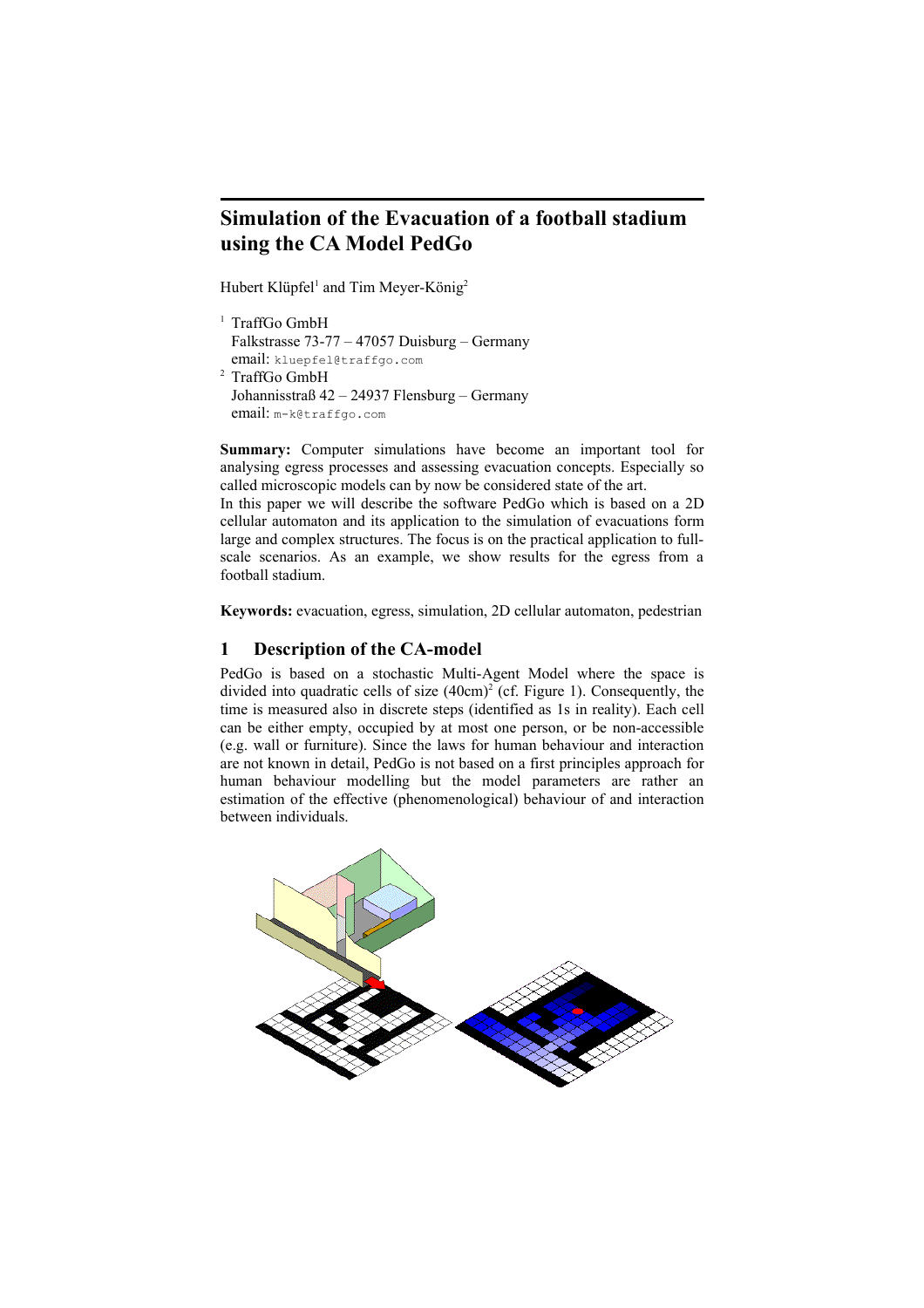# Simulation of the Evacuation of a football stadium using the CA Model PedGo

Hubert Klüpfel[1] and Tim Meyer-König[2]

[1] TraffGo GmbH
Falkstrasse 73-77 – 47057 Duisburg – Germany
email: kluepfel@traffgo.com

[2] TraffGo GmbH
Johannisstraß 42 – 24937 Flensburg – Germany
email: m-k@traffgo.com

**Summary:** Computer simulations have become an important tool for analysing egress processes and assessing evacuation concepts. Especially so called microscopic models can by now be considered state of the art.
In this paper we will describe the software PedGo which is based on a 2D cellular automaton and its application to the simulation of evacuations form large and complex structures. The focus is on the practical application to full-scale scenarios. As an example, we show results for the egress from a football stadium.

**Keywords:** evacuation, egress, simulation, 2D cellular automaton, pedestrian

## 1 Description of the CA-model

PedGo is based on a stochastic Multi-Agent Model where the space is divided into quadratic cells of size $(40\text{cm})^2$ (cf. Figure 1). Consequently, the time is measured also in discrete steps (identified as 1s in reality). Each cell can be either empty, occupied by at most one person, or be non-accessible (e.g. wall or furniture). Since the laws for human behaviour and interaction are not known in detail, PedGo is not based on a first principles approach for human behaviour modelling but the model parameters are rather an estimation of the effective (phenomenological) behaviour of and interaction between individuals.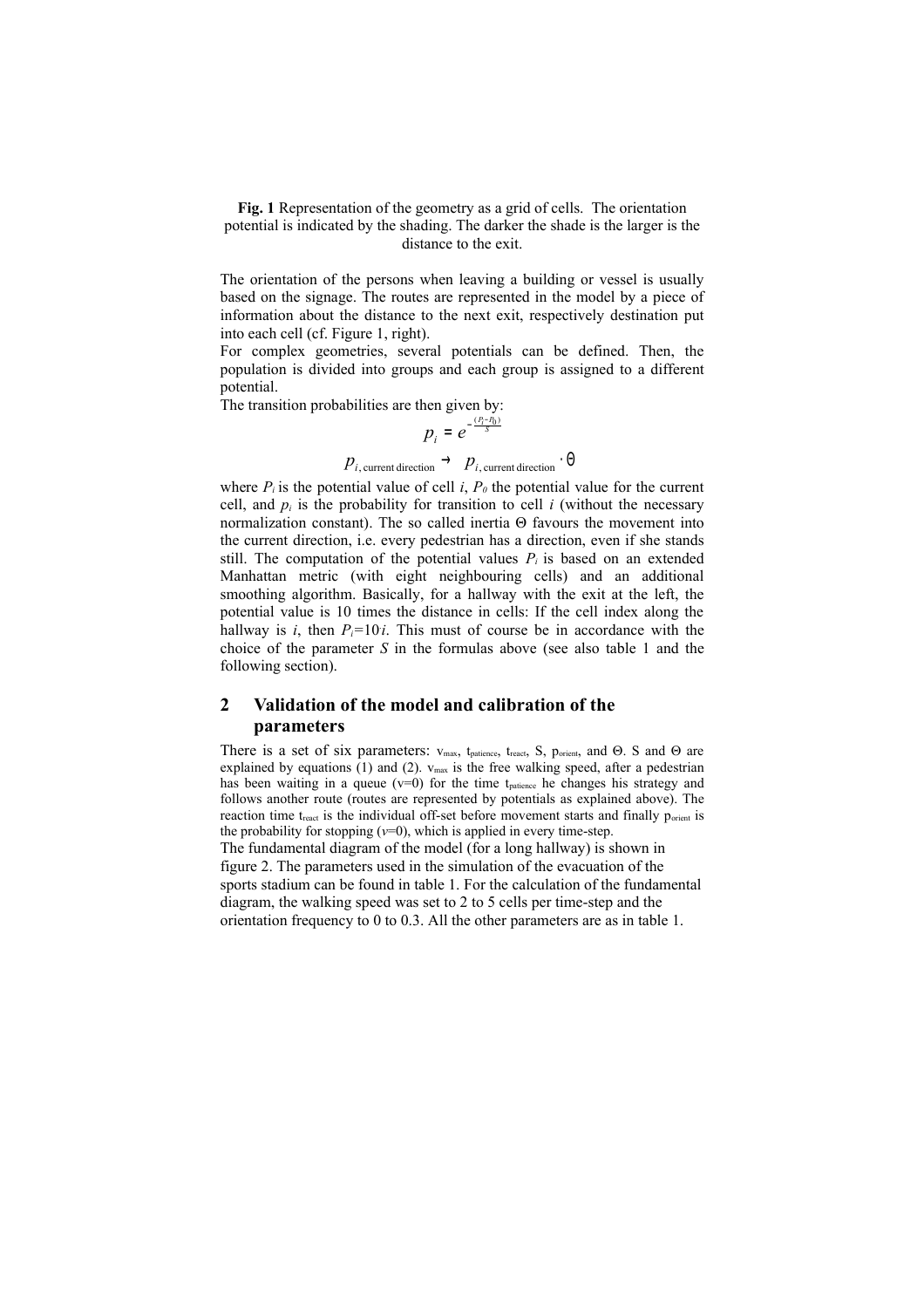**Fig. 1** Representation of the geometry as a grid of cells. The orientation potential is indicated by the shading. The darker the shade is the larger is the distance to the exit.

The orientation of the persons when leaving a building or vessel is usually based on the signage. The routes are represented in the model by a piece of information about the distance to the next exit, respectively destination put into each cell (cf. Figure 1, right).
For complex geometries, several potentials can be defined. Then, the population is divided into groups and each group is assigned to a different potential.
The transition probabilities are then given by:

$$p_i = e^{-\frac{(P_i - P_0)}{S}}$$

$$p_{i,\text{current direction}} \rightarrow p_{i,\text{current direction}} \cdot \Theta$$

where $P_i$ is the potential value of cell $i$, $P_0$ the potential value for the current cell, and $p_i$ is the probability for transition to cell $i$ (without the necessary normalization constant). The so called inertia $\Theta$ favours the movement into the current direction, i.e. every pedestrian has a direction, even if she stands still. The computation of the potential values $P_i$ is based on an extended Manhattan metric (with eight neighbouring cells) and an additional smoothing algorithm. Basically, for a hallway with the exit at the left, the potential value is 10 times the distance in cells: If the cell index along the hallway is $i$, then $P_i = 10 \cdot i$. This must of course be in accordance with the choice of the parameter $S$ in the formulas above (see also table 1 and the following section).

## 2 Validation of the model and calibration of the parameters

There is a set of six parameters: $v_{max}$, $t_{patience}$, $t_{react}$, S, $p_{orient}$, and $\Theta$. S and $\Theta$ are explained by equations (1) and (2). $v_{max}$ is the free walking speed, after a pedestrian has been waiting in a queue ($v=0$) for the time $t_{patience}$ he changes his strategy and follows another route (routes are represented by potentials as explained above). The reaction time $t_{react}$ is the individual off-set before movement starts and finally $p_{orient}$ is the probability for stopping ($v=0$), which is applied in every time-step.
The fundamental diagram of the model (for a long hallway) is shown in figure 2. The parameters used in the simulation of the evacuation of the sports stadium can be found in table 1. For the calculation of the fundamental diagram, the walking speed was set to 2 to 5 cells per time-step and the orientation frequency to 0 to 0.3. All the other parameters are as in table 1.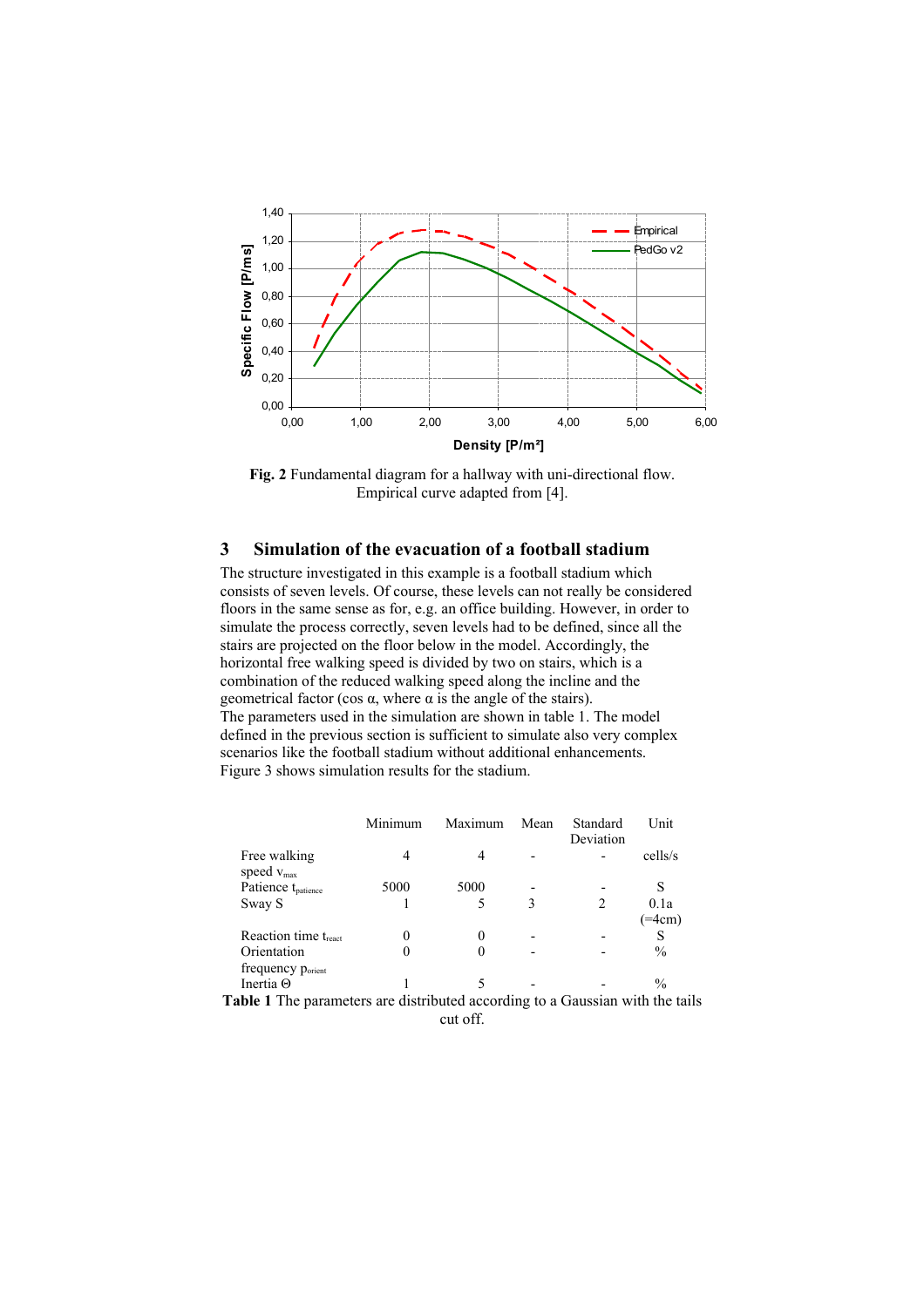**Fig. 2** Fundamental diagram for a hallway with uni-directional flow. Empirical curve adapted from [4].

## 3 Simulation of the evacuation of a football stadium

The structure investigated in this example is a football stadium which consists of seven levels. Of course, these levels can not really be considered floors in the same sense as for, e.g. an office building. However, in order to simulate the process correctly, seven levels had to be defined, since all the stairs are projected on the floor below in the model. Accordingly, the horizontal free walking speed is divided by two on stairs, which is a combination of the reduced walking speed along the incline and the geometrical factor (cos α, where α is the angle of the stairs).
The parameters used in the simulation are shown in table 1. The model defined in the previous section is sufficient to simulate also very complex scenarios like the football stadium without additional enhancements. Figure 3 shows simulation results for the stadium.

| | Minimum | Maximum | Mean | Standard Deviation | Unit |
|---|---|---|---|---|---|
| Free walking speed $v_{max}$ | 4 | 4 | - | - | cells/s |
| Patience $t_{patience}$ | 5000 | 5000 | - | - | S |
| Sway S | 1 | 5 | 3 | 2 | 0.1a (=4cm) |
| Reaction time $t_{react}$ | 0 | 0 | - | - | S |
| Orientation frequency $p_{orient}$ | 0 | 0 | - | - | % |
| Inertia Θ | 1 | 5 | - | - | % |

**Table 1** The parameters are distributed according to a Gaussian with the tails cut off.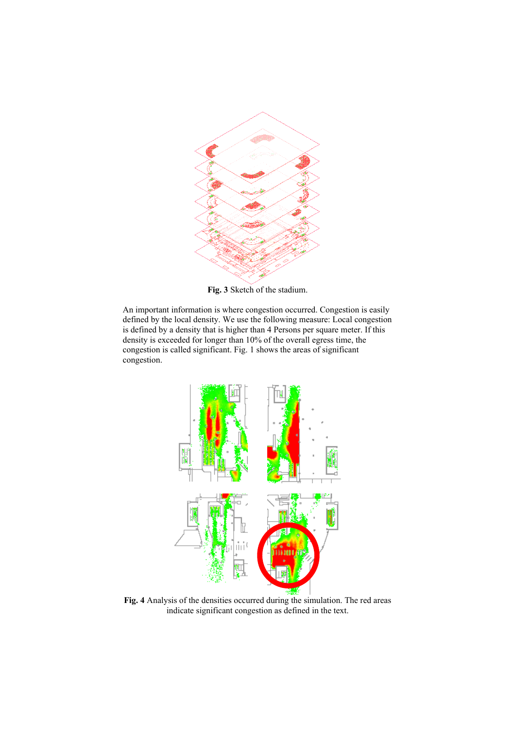**Fig. 3** Sketch of the stadium.

An important information is where congestion occurred. Congestion is easily defined by the local density. We use the following measure: Local congestion is defined by a density that is higher than 4 Persons per square meter. If this density is exceeded for longer than 10% of the overall egress time, the congestion is called significant. Fig. 1 shows the areas of significant congestion.

**Fig. 4** Analysis of the densities occurred during the simulation. The red areas indicate significant congestion as defined in the text.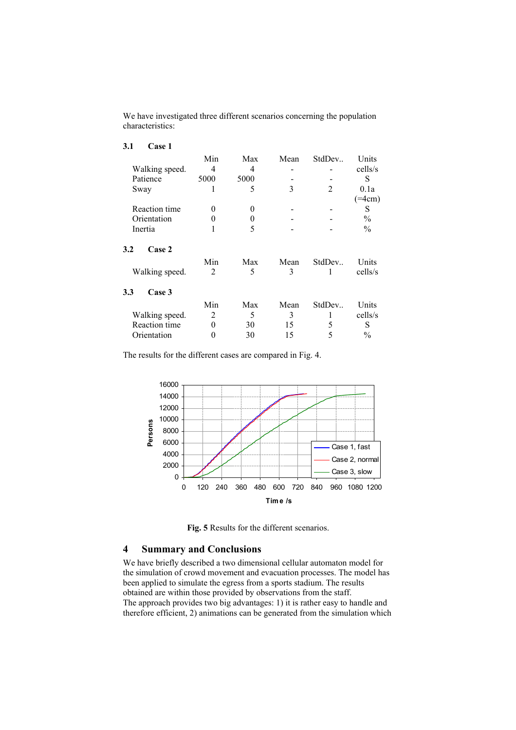We have investigated three different scenarios concerning the population characteristics:

### 3.1 Case 1

| | Min | Max | Mean | StdDev.. | Units |
|---|---|---|---|---|---|
| Walking speed. | 4 | 4 | - | - | cells/s |
| Patience | 5000 | 5000 | - | - | S |
| Sway | 1 | 5 | 3 | 2 | 0.1a (=4cm) |
| Reaction time | 0 | 0 | - | - | S |
| Orientation | 0 | 0 | - | - | % |
| Inertia | 1 | 5 | - | - | % |

### 3.2 Case 2

| | Min | Max | Mean | StdDev.. | Units |
|---|---|---|---|---|---|
| Walking speed. | 2 | 5 | 3 | 1 | cells/s |

### 3.3 Case 3

| | Min | Max | Mean | StdDev.. | Units |
|---|---|---|---|---|---|
| Walking speed. | 2 | 5 | 3 | 1 | cells/s |
| Reaction time | 0 | 30 | 15 | 5 | S |
| Orientation | 0 | 30 | 15 | 5 | % |

The results for the different cases are compared in Fig. 4.

**Fig. 5** Results for the different scenarios.

## 4 Summary and Conclusions

We have briefly described a two dimensional cellular automaton model for the simulation of crowd movement and evacuation processes. The model has been applied to simulate the egress from a sports stadium. The results obtained are within those provided by observations from the staff.
The approach provides two big advantages: 1) it is rather easy to handle and therefore efficient, 2) animations can be generated from the simulation which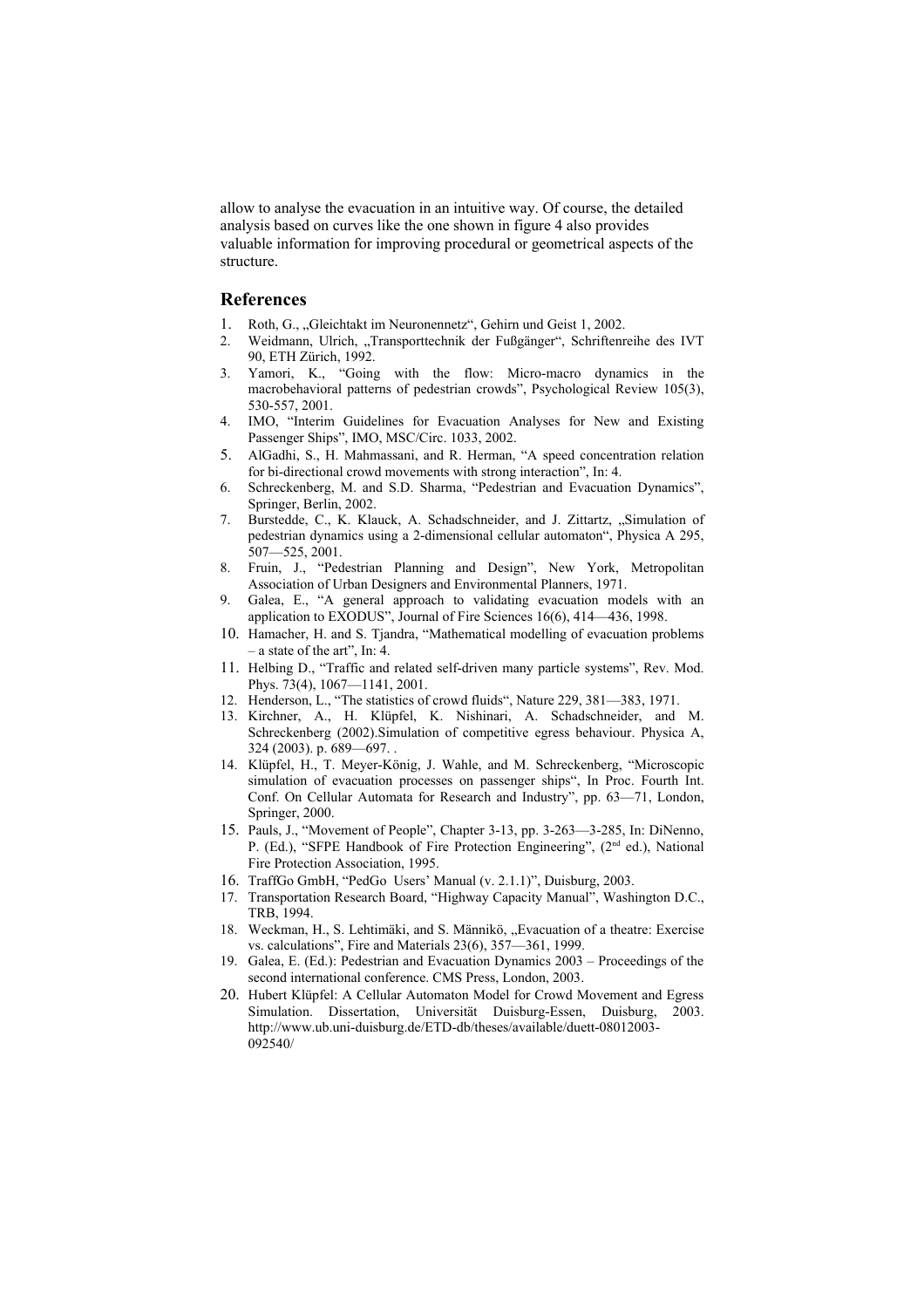allow to analyse the evacuation in an intuitive way. Of course, the detailed analysis based on curves like the one shown in figure 4 also provides valuable information for improving procedural or geometrical aspects of the structure.

## References

1. Roth, G., „Gleichtakt im Neuronennetz", Gehirn und Geist 1, 2002.
2. Weidmann, Ulrich, „Transporttechnik der Fußgänger", Schriftenreihe des IVT 90, ETH Zürich, 1992.
3. Yamori, K., "Going with the flow: Micro-macro dynamics in the macrobehavioral patterns of pedestrian crowds", Psychological Review 105(3), 530-557, 2001.
4. IMO, "Interim Guidelines for Evacuation Analyses for New and Existing Passenger Ships", IMO, MSC/Circ. 1033, 2002.
5. AlGadhi, S., H. Mahmassani, and R. Herman, "A speed concentration relation for bi-directional crowd movements with strong interaction", In: 4.
6. Schreckenberg, M. and S.D. Sharma, "Pedestrian and Evacuation Dynamics", Springer, Berlin, 2002.
7. Burstedde, C., K. Klauck, A. Schadschneider, and J. Zittartz, „Simulation of pedestrian dynamics using a 2-dimensional cellular automaton", Physica A 295, 507—525, 2001.
8. Fruin, J., "Pedestrian Planning and Design", New York, Metropolitan Association of Urban Designers and Environmental Planners, 1971.
9. Galea, E., "A general approach to validating evacuation models with an application to EXODUS", Journal of Fire Sciences 16(6), 414—436, 1998.
10. Hamacher, H. and S. Tjandra, "Mathematical modelling of evacuation problems – a state of the art", In: 4.
11. Helbing D., "Traffic and related self-driven many particle systems", Rev. Mod. Phys. 73(4), 1067—1141, 2001.
12. Henderson, L., "The statistics of crowd fluids", Nature 229, 381—383, 1971.
13. Kirchner, A., H. Klüpfel, K. Nishinari, A. Schadschneider, and M. Schreckenberg (2002).Simulation of competitive egress behaviour. Physica A, 324 (2003). p. 689—697. .
14. Klüpfel, H., T. Meyer-König, J. Wahle, and M. Schreckenberg, "Microscopic simulation of evacuation processes on passenger ships", In Proc. Fourth Int. Conf. On Cellular Automata for Research and Industry", pp. 63—71, London, Springer, 2000.
15. Pauls, J., "Movement of People", Chapter 3-13, pp. 3-263—3-285, In: DiNenno, P. (Ed.), "SFPE Handbook of Fire Protection Engineering", (2nd ed.), National Fire Protection Association, 1995.
16. TraffGo GmbH, "PedGo Users' Manual (v. 2.1.1)", Duisburg, 2003.
17. Transportation Research Board, "Highway Capacity Manual", Washington D.C., TRB, 1994.
18. Weckman, H., S. Lehtimäki, and S. Männikö, „Evacuation of a theatre: Exercise vs. calculations", Fire and Materials 23(6), 357—361, 1999.
19. Galea, E. (Ed.): Pedestrian and Evacuation Dynamics 2003 – Proceedings of the second international conference. CMS Press, London, 2003.
20. Hubert Klüpfel: A Cellular Automaton Model for Crowd Movement and Egress Simulation. Dissertation, Universität Duisburg-Essen, Duisburg, 2003. http://www.ub.uni-duisburg.de/ETD-db/theses/available/duett-08012003-092540/